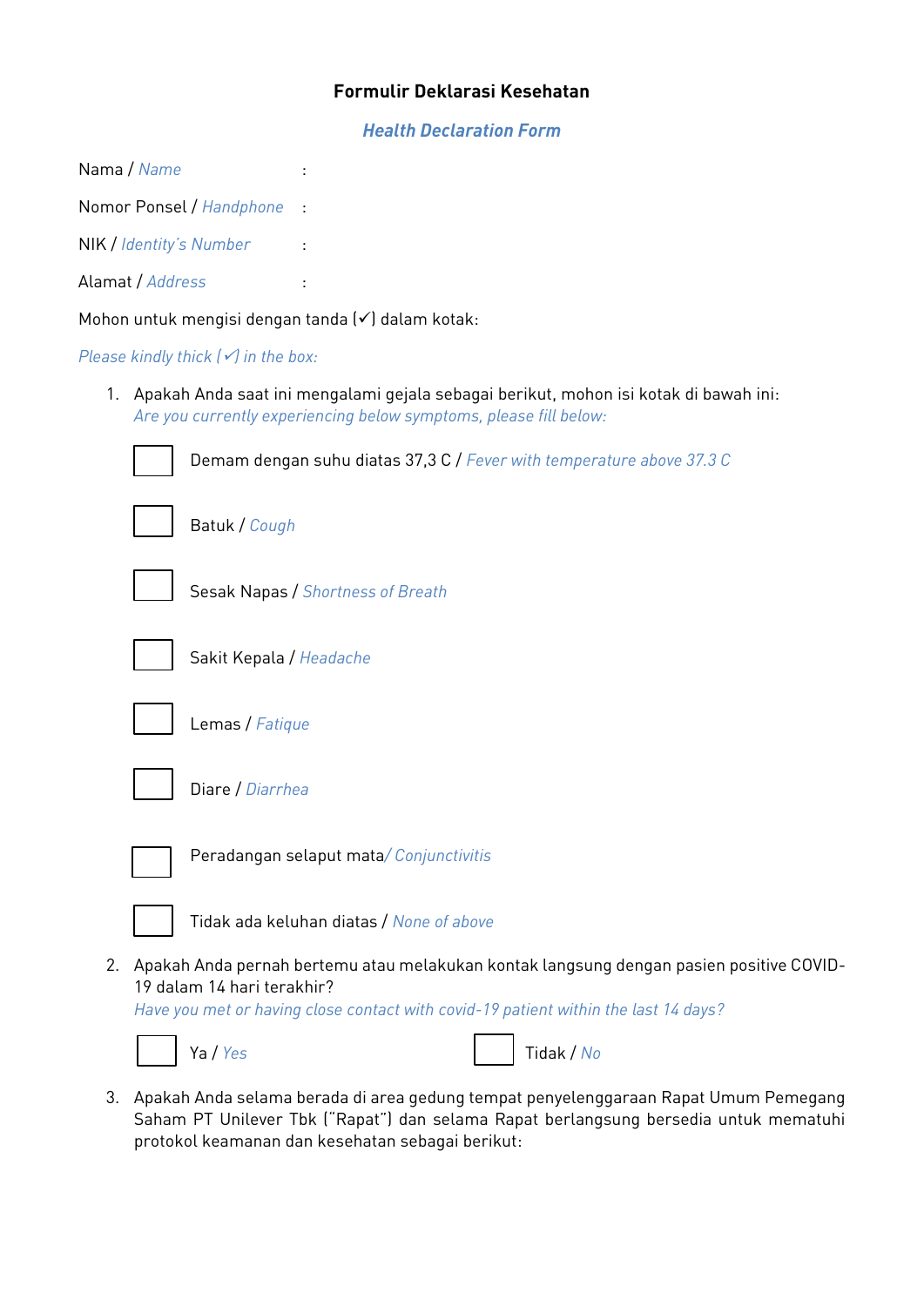# Formulir Deklarasi Kesehatan

## *Health Declaration Form*

Nama / *Name* :

Nomor Ponsel / *Handphone* :

NIK / *Identity's Number* :

Alamat / *Address* :

Mohon untuk mengisi dengan tanda (✓) dalam kotak:

*Please kindly thick (✓) in the box:*

1. Apakah Anda saat ini mengalami gejala sebagai berikut, mohon isi kotak di bawah ini:
   *Are you currently experiencing below symptoms, please fill below:*

   - ☐ Demam dengan suhu diatas 37,3 C / *Fever with temperature above 37.3 C*
   - ☐ Batuk / *Cough*
   - ☐ Sesak Napas / *Shortness of Breath*
   - ☐ Sakit Kepala / *Headache*
   - ☐ Lemas / *Fatique*
   - ☐ Diare / *Diarrhea*
   - ☐ Peradangan selaput mata/ *Conjunctivitis*
   - ☐ Tidak ada keluhan diatas / *None of above*

2. Apakah Anda pernah bertemu atau melakukan kontak langsung dengan pasien positive COVID-19 dalam 14 hari terakhir?
   *Have you met or having close contact with covid-19 patient within the last 14 days?*

   ☐ Ya / *Yes* ☐ Tidak / *No*

3. Apakah Anda selama berada di area gedung tempat penyelenggaraan Rapat Umum Pemegang Saham PT Unilever Tbk ("Rapat") dan selama Rapat berlangsung bersedia untuk mematuhi protokol keamanan dan kesehatan sebagai berikut: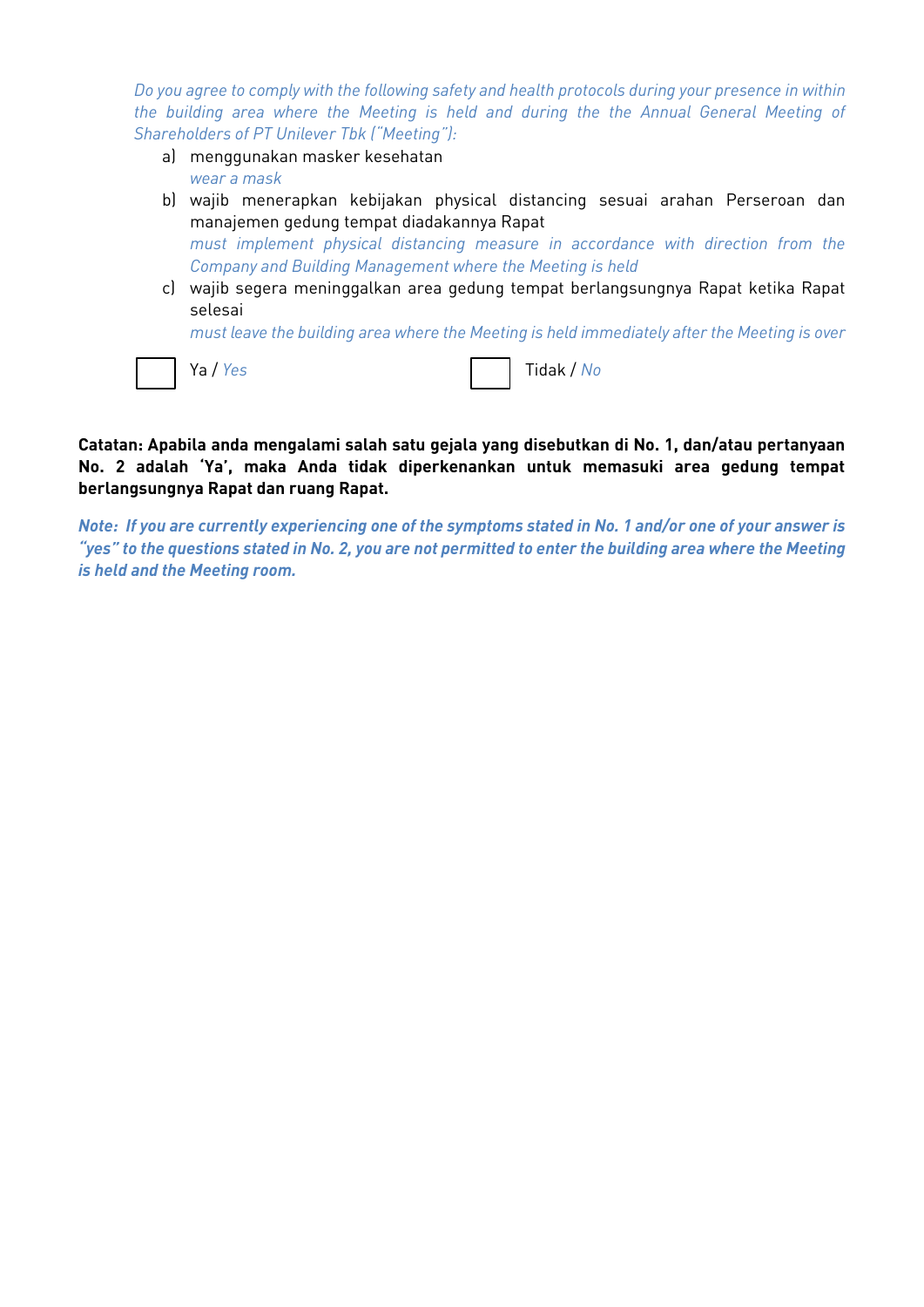*Do you agree to comply with the following safety and health protocols during your presence in within the building area where the Meeting is held and during the the Annual General Meeting of Shareholders of PT Unilever Tbk ("Meeting"):*

a) menggunakan masker kesehatan
   *wear a mask*

b) wajib menerapkan kebijakan physical distancing sesuai arahan Perseroan dan manajemen gedung tempat diadakannya Rapat
   *must implement physical distancing measure in accordance with direction from the Company and Building Management where the Meeting is held*

c) wajib segera meninggalkan area gedung tempat berlangsungnya Rapat ketika Rapat selesai
   *must leave the building area where the Meeting is held immediately after the Meeting is over*

☐ Ya / *Yes*  ☐ Tidak / *No*

**Catatan: Apabila anda mengalami salah satu gejala yang disebutkan di No. 1, dan/atau pertanyaan No. 2 adalah 'Ya', maka Anda tidak diperkenankan untuk memasuki area gedung tempat berlangsungnya Rapat dan ruang Rapat.**

***Note: If you are currently experiencing one of the symptoms stated in No. 1 and/or one of your answer is "yes" to the questions stated in No. 2, you are not permitted to enter the building area where the Meeting is held and the Meeting room.***